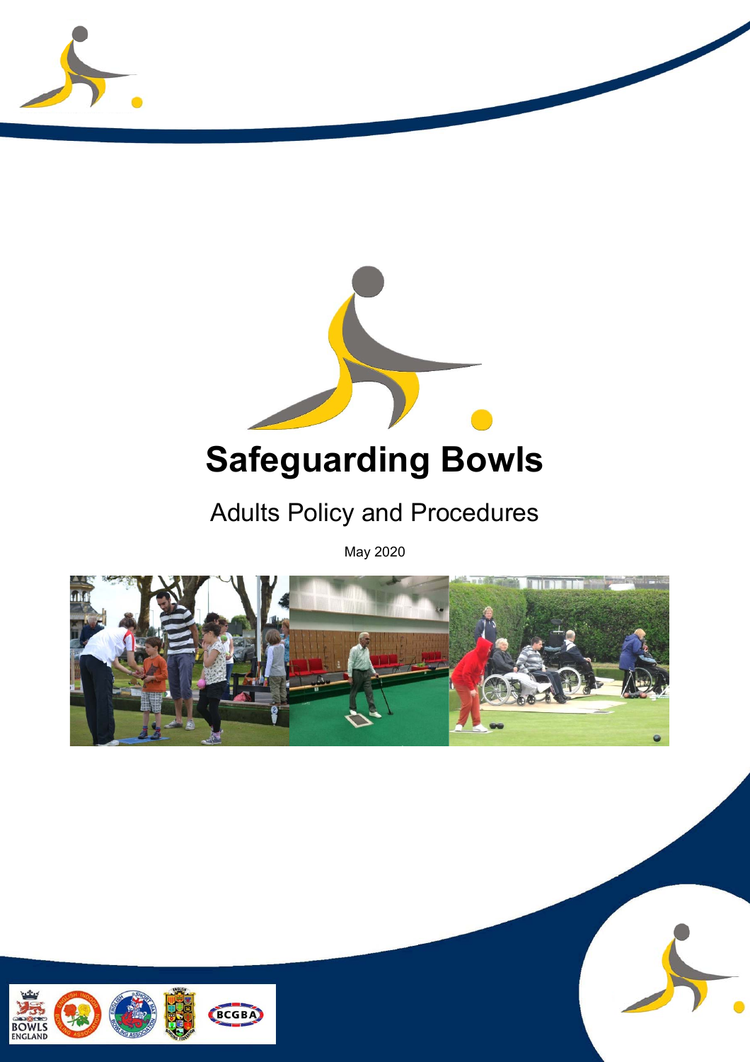# Safeguarding Bowls

## Adults Policy and Procedures

May 2020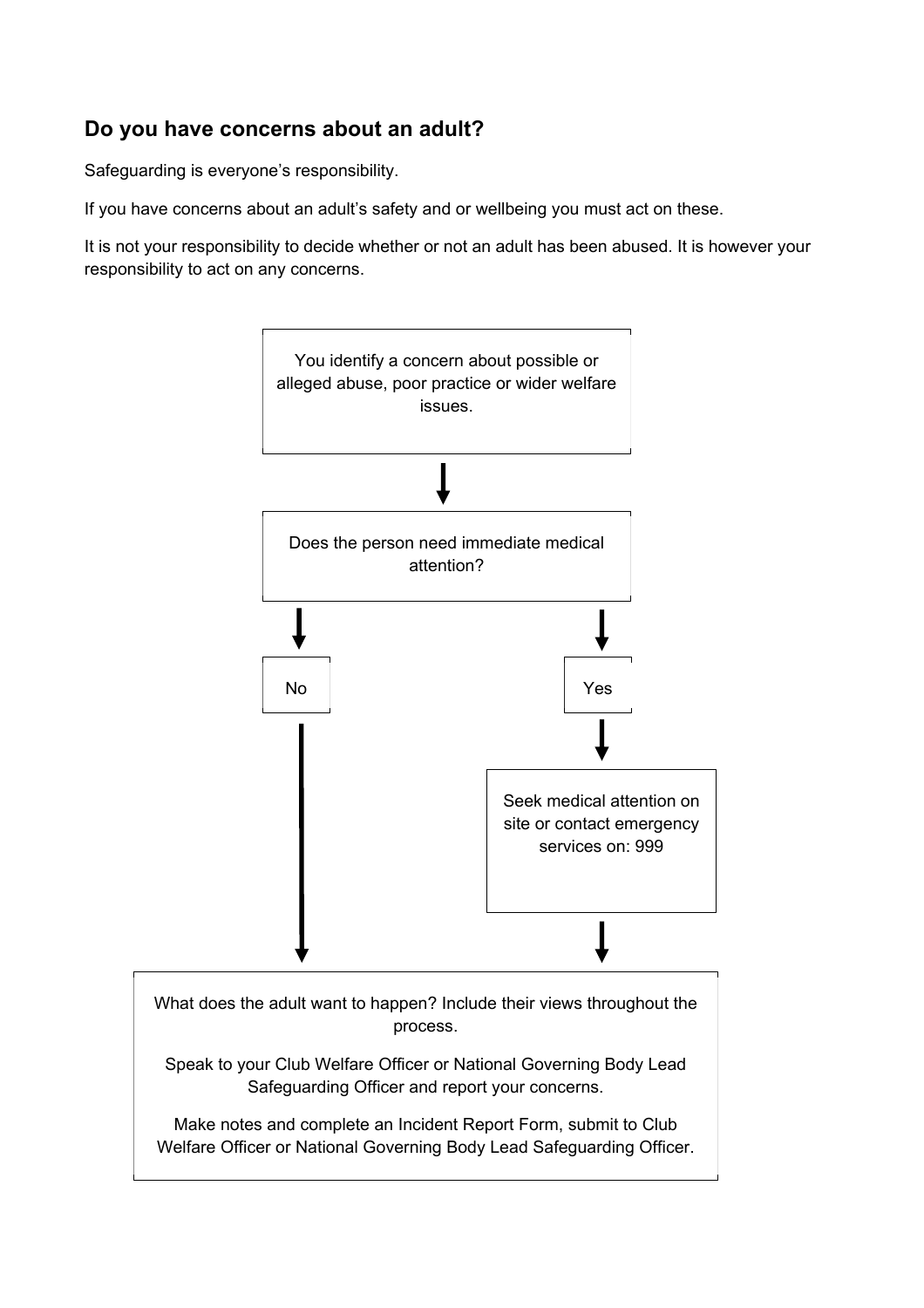## Do you have concerns about an adult?

Safeguarding is everyone's responsibility.

If you have concerns about an adult's safety and or wellbeing you must act on these.

It is not your responsibility to decide whether or not an adult has been abused. It is however your responsibility to act on any concerns.

You identify a concern about possible or alleged abuse, poor practice or wider welfare issues.

↓

Does the person need immediate medical attention?

↓

No

Yes

↓

Seek medical attention on site or contact emergency services on: 999

↓

What does the adult want to happen? Include their views throughout the process.

Speak to your Club Welfare Officer or National Governing Body Lead Safeguarding Officer and report your concerns.

Make notes and complete an Incident Report Form, submit to Club Welfare Officer or National Governing Body Lead Safeguarding Officer.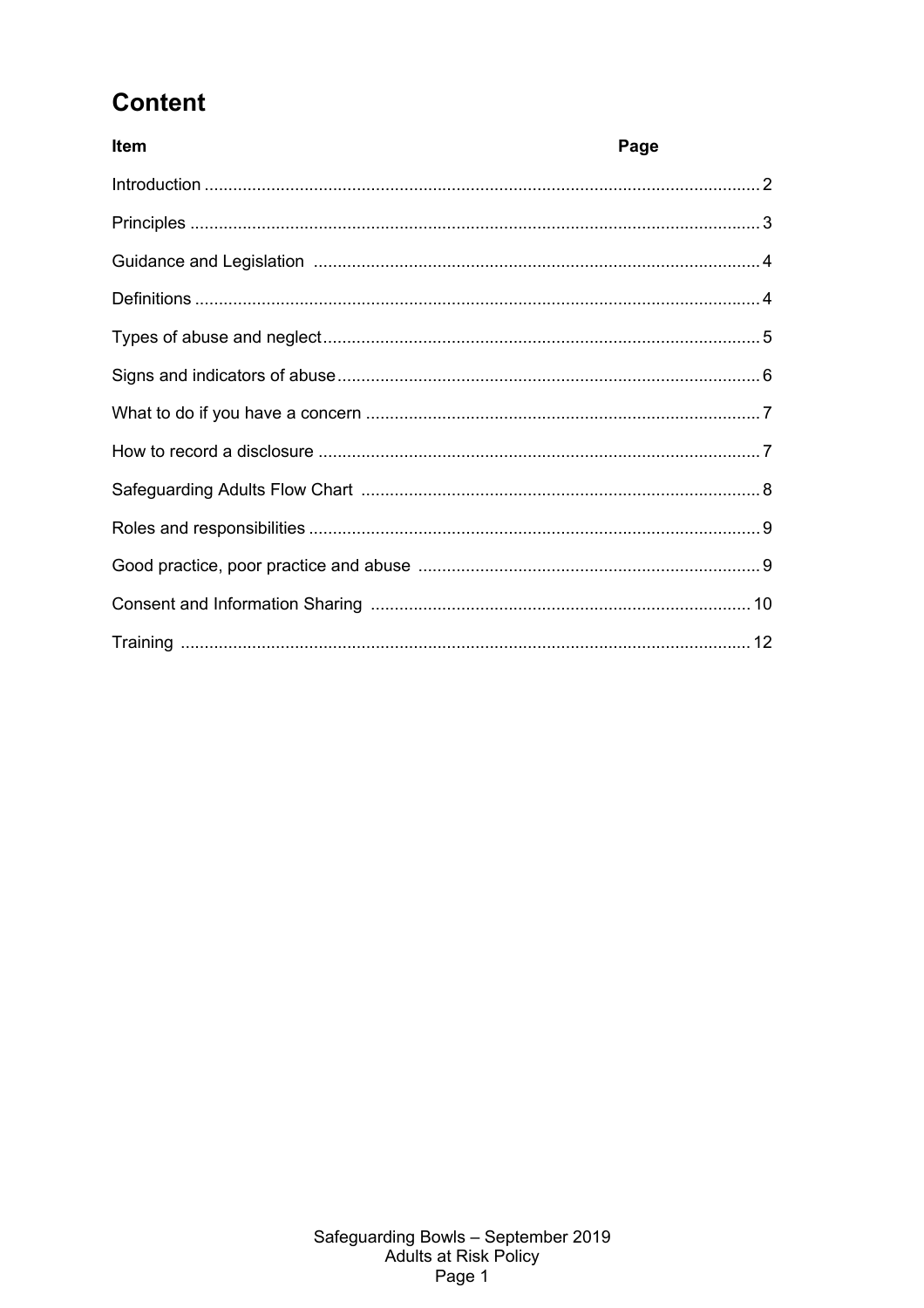# Content

| Item | Page |
| --- | --- |
| Introduction | 2 |
| Principles | 3 |
| Guidance and Legislation | 4 |
| Definitions | 4 |
| Types of abuse and neglect | 5 |
| Signs and indicators of abuse | 6 |
| What to do if you have a concern | 7 |
| How to record a disclosure | 7 |
| Safeguarding Adults Flow Chart | 8 |
| Roles and responsibilities | 9 |
| Good practice, poor practice and abuse | 9 |
| Consent and Information Sharing | 10 |
| Training | 12 |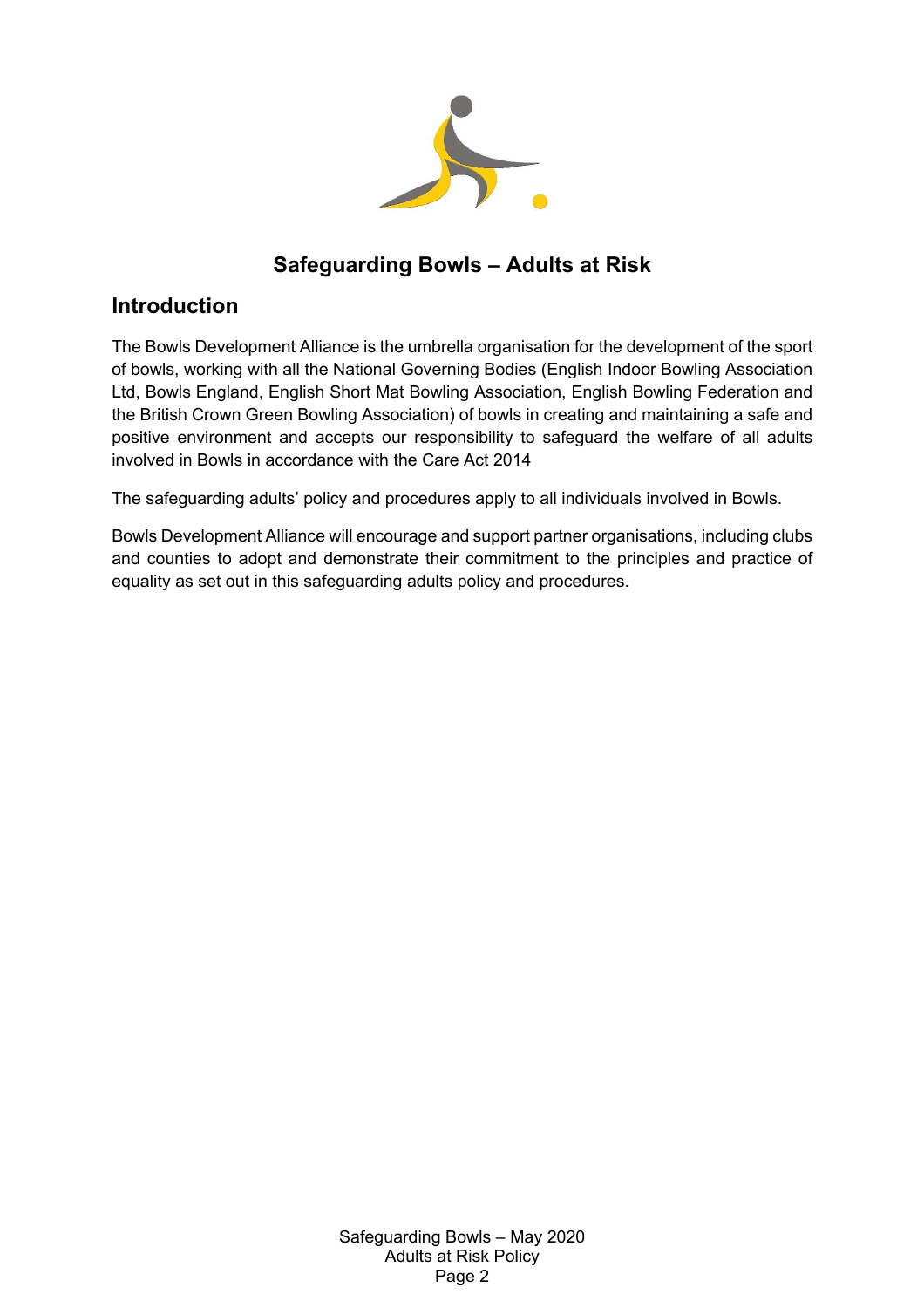# Safeguarding Bowls – Adults at Risk

## Introduction

The Bowls Development Alliance is the umbrella organisation for the development of the sport of bowls, working with all the National Governing Bodies (English Indoor Bowling Association Ltd, Bowls England, English Short Mat Bowling Association, English Bowling Federation and the British Crown Green Bowling Association) of bowls in creating and maintaining a safe and positive environment and accepts our responsibility to safeguard the welfare of all adults involved in Bowls in accordance with the Care Act 2014

The safeguarding adults' policy and procedures apply to all individuals involved in Bowls.

Bowls Development Alliance will encourage and support partner organisations, including clubs and counties to adopt and demonstrate their commitment to the principles and practice of equality as set out in this safeguarding adults policy and procedures.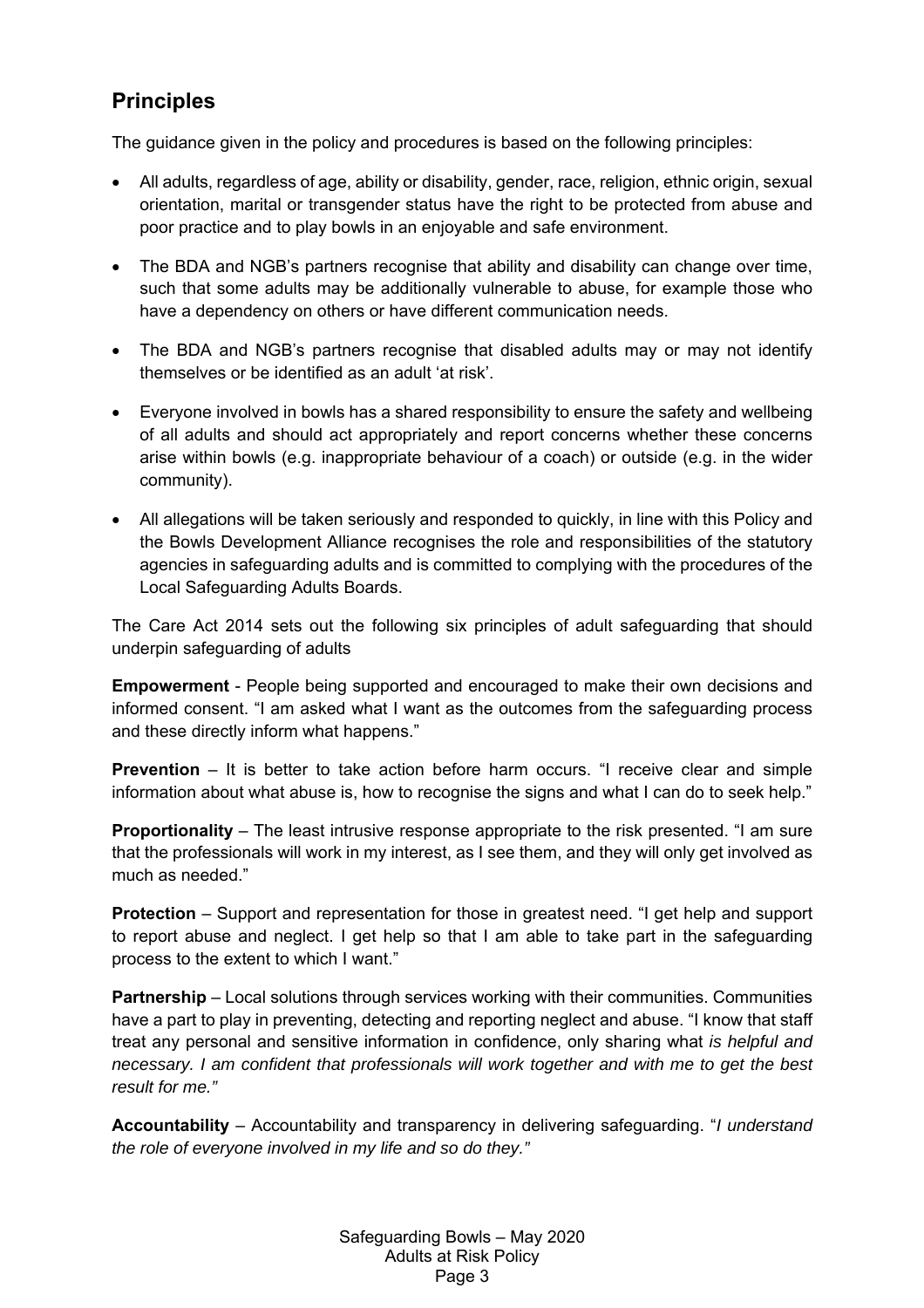## Principles

The guidance given in the policy and procedures is based on the following principles:

- All adults, regardless of age, ability or disability, gender, race, religion, ethnic origin, sexual orientation, marital or transgender status have the right to be protected from abuse and poor practice and to play bowls in an enjoyable and safe environment.
- The BDA and NGB's partners recognise that ability and disability can change over time, such that some adults may be additionally vulnerable to abuse, for example those who have a dependency on others or have different communication needs.
- The BDA and NGB's partners recognise that disabled adults may or may not identify themselves or be identified as an adult 'at risk'.
- Everyone involved in bowls has a shared responsibility to ensure the safety and wellbeing of all adults and should act appropriately and report concerns whether these concerns arise within bowls (e.g. inappropriate behaviour of a coach) or outside (e.g. in the wider community).
- All allegations will be taken seriously and responded to quickly, in line with this Policy and the Bowls Development Alliance recognises the role and responsibilities of the statutory agencies in safeguarding adults and is committed to complying with the procedures of the Local Safeguarding Adults Boards.

The Care Act 2014 sets out the following six principles of adult safeguarding that should underpin safeguarding of adults

**Empowerment** - People being supported and encouraged to make their own decisions and informed consent. "I am asked what I want as the outcomes from the safeguarding process and these directly inform what happens."

**Prevention** – It is better to take action before harm occurs. "I receive clear and simple information about what abuse is, how to recognise the signs and what I can do to seek help."

**Proportionality** – The least intrusive response appropriate to the risk presented. "I am sure that the professionals will work in my interest, as I see them, and they will only get involved as much as needed."

**Protection** – Support and representation for those in greatest need. "I get help and support to report abuse and neglect. I get help so that I am able to take part in the safeguarding process to the extent to which I want."

**Partnership** – Local solutions through services working with their communities. Communities have a part to play in preventing, detecting and reporting neglect and abuse. "I know that staff treat any personal and sensitive information in confidence, only sharing what *is helpful and necessary. I am confident that professionals will work together and with me to get the best result for me."*

**Accountability** – Accountability and transparency in delivering safeguarding. "*I understand the role of everyone involved in my life and so do they."*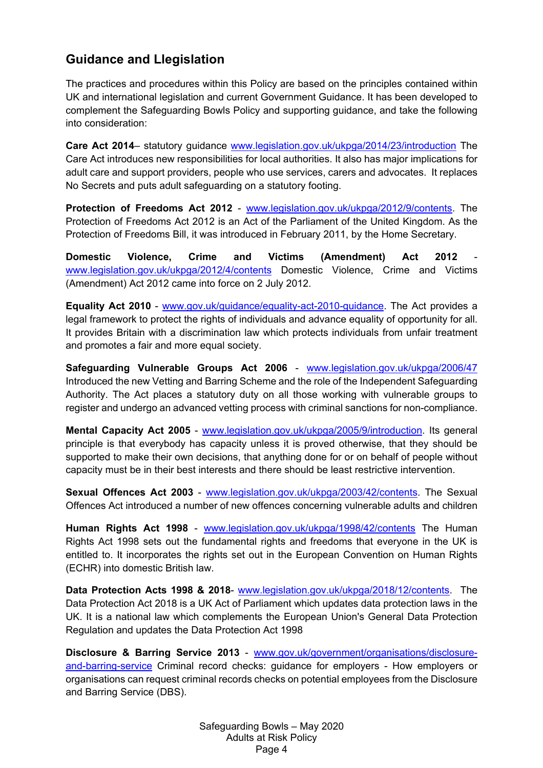## Guidance and Llegislation

The practices and procedures within this Policy are based on the principles contained within UK and international legislation and current Government Guidance. It has been developed to complement the Safeguarding Bowls Policy and supporting guidance, and take the following into consideration:

**Care Act 2014**– statutory guidance www.legislation.gov.uk/ukpga/2014/23/introduction The Care Act introduces new responsibilities for local authorities. It also has major implications for adult care and support providers, people who use services, carers and advocates. It replaces No Secrets and puts adult safeguarding on a statutory footing.

**Protection of Freedoms Act 2012** - www.legislation.gov.uk/ukpga/2012/9/contents. The Protection of Freedoms Act 2012 is an Act of the Parliament of the United Kingdom. As the Protection of Freedoms Bill, it was introduced in February 2011, by the Home Secretary.

**Domestic Violence, Crime and Victims (Amendment) Act 2012** - www.legislation.gov.uk/ukpga/2012/4/contents Domestic Violence, Crime and Victims (Amendment) Act 2012 came into force on 2 July 2012.

**Equality Act 2010** - www.gov.uk/guidance/equality-act-2010-guidance. The Act provides a legal framework to protect the rights of individuals and advance equality of opportunity for all. It provides Britain with a discrimination law which protects individuals from unfair treatment and promotes a fair and more equal society.

**Safeguarding Vulnerable Groups Act 2006** - www.legislation.gov.uk/ukpga/2006/47 Introduced the new Vetting and Barring Scheme and the role of the Independent Safeguarding Authority. The Act places a statutory duty on all those working with vulnerable groups to register and undergo an advanced vetting process with criminal sanctions for non-compliance.

**Mental Capacity Act 2005** - www.legislation.gov.uk/ukpga/2005/9/introduction. Its general principle is that everybody has capacity unless it is proved otherwise, that they should be supported to make their own decisions, that anything done for or on behalf of people without capacity must be in their best interests and there should be least restrictive intervention.

**Sexual Offences Act 2003** - www.legislation.gov.uk/ukpga/2003/42/contents. The Sexual Offences Act introduced a number of new offences concerning vulnerable adults and children

**Human Rights Act 1998** - www.legislation.gov.uk/ukpga/1998/42/contents The Human Rights Act 1998 sets out the fundamental rights and freedoms that everyone in the UK is entitled to. It incorporates the rights set out in the European Convention on Human Rights (ECHR) into domestic British law.

**Data Protection Acts 1998 & 2018**- www.legislation.gov.uk/ukpga/2018/12/contents. The Data Protection Act 2018 is a UK Act of Parliament which updates data protection laws in the UK. It is a national law which complements the European Union's General Data Protection Regulation and updates the Data Protection Act 1998

**Disclosure & Barring Service 2013** - www.gov.uk/government/organisations/disclosure-and-barring-service Criminal record checks: guidance for employers - How employers or organisations can request criminal records checks on potential employees from the Disclosure and Barring Service (DBS).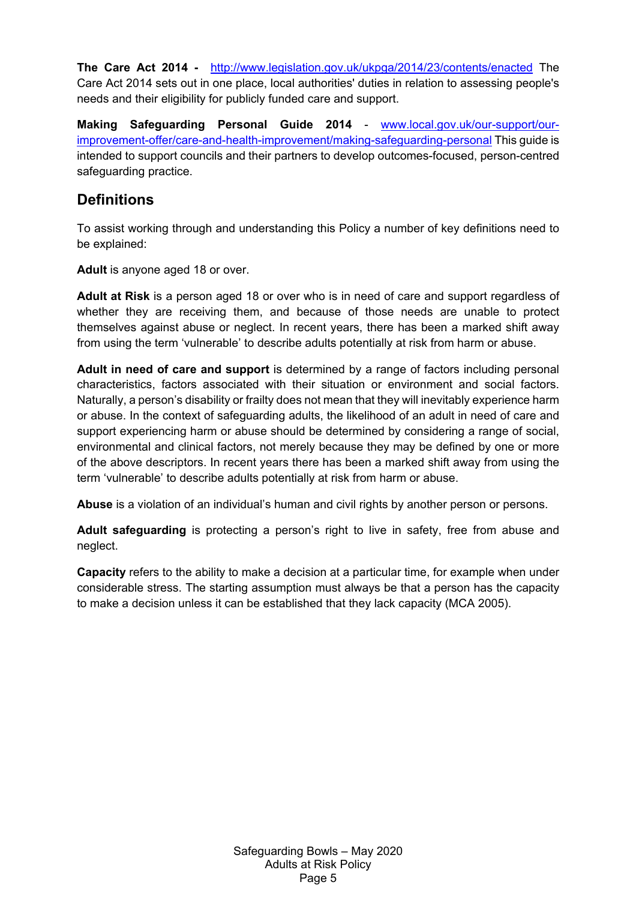**The Care Act 2014 -** [http://www.legislation.gov.uk/ukpga/2014/23/contents/enacted](http://www.legislation.gov.uk/ukpga/2014/23/contents/enacted) The Care Act 2014 sets out in one place, local authorities' duties in relation to assessing people's needs and their eligibility for publicly funded care and support.

**Making Safeguarding Personal Guide 2014** - [www.local.gov.uk/our-support/our-improvement-offer/care-and-health-improvement/making-safeguarding-personal](http://www.local.gov.uk/our-support/our-improvement-offer/care-and-health-improvement/making-safeguarding-personal) This guide is intended to support councils and their partners to develop outcomes-focused, person-centred safeguarding practice.

## Definitions

To assist working through and understanding this Policy a number of key definitions need to be explained:

**Adult** is anyone aged 18 or over.

**Adult at Risk** is a person aged 18 or over who is in need of care and support regardless of whether they are receiving them, and because of those needs are unable to protect themselves against abuse or neglect. In recent years, there has been a marked shift away from using the term 'vulnerable' to describe adults potentially at risk from harm or abuse.

**Adult in need of care and support** is determined by a range of factors including personal characteristics, factors associated with their situation or environment and social factors. Naturally, a person's disability or frailty does not mean that they will inevitably experience harm or abuse. In the context of safeguarding adults, the likelihood of an adult in need of care and support experiencing harm or abuse should be determined by considering a range of social, environmental and clinical factors, not merely because they may be defined by one or more of the above descriptors. In recent years there has been a marked shift away from using the term 'vulnerable' to describe adults potentially at risk from harm or abuse.

**Abuse** is a violation of an individual's human and civil rights by another person or persons.

**Adult safeguarding** is protecting a person's right to live in safety, free from abuse and neglect.

**Capacity** refers to the ability to make a decision at a particular time, for example when under considerable stress. The starting assumption must always be that a person has the capacity to make a decision unless it can be established that they lack capacity (MCA 2005).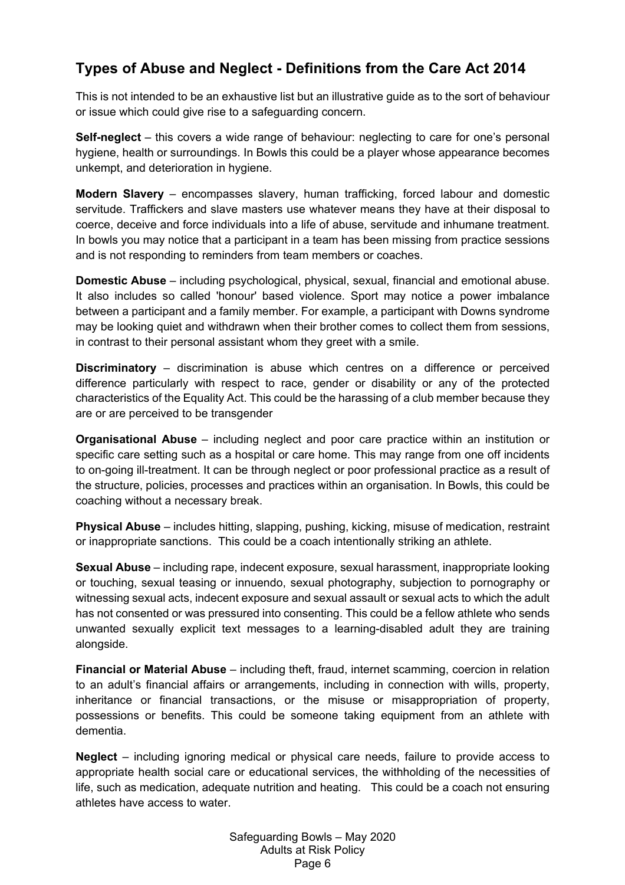## Types of Abuse and Neglect - Definitions from the Care Act 2014

This is not intended to be an exhaustive list but an illustrative guide as to the sort of behaviour or issue which could give rise to a safeguarding concern.

**Self-neglect** – this covers a wide range of behaviour: neglecting to care for one's personal hygiene, health or surroundings. In Bowls this could be a player whose appearance becomes unkempt, and deterioration in hygiene.

**Modern Slavery** – encompasses slavery, human trafficking, forced labour and domestic servitude. Traffickers and slave masters use whatever means they have at their disposal to coerce, deceive and force individuals into a life of abuse, servitude and inhumane treatment. In bowls you may notice that a participant in a team has been missing from practice sessions and is not responding to reminders from team members or coaches.

**Domestic Abuse** – including psychological, physical, sexual, financial and emotional abuse. It also includes so called 'honour' based violence. Sport may notice a power imbalance between a participant and a family member. For example, a participant with Downs syndrome may be looking quiet and withdrawn when their brother comes to collect them from sessions, in contrast to their personal assistant whom they greet with a smile.

**Discriminatory** – discrimination is abuse which centres on a difference or perceived difference particularly with respect to race, gender or disability or any of the protected characteristics of the Equality Act. This could be the harassing of a club member because they are or are perceived to be transgender

**Organisational Abuse** – including neglect and poor care practice within an institution or specific care setting such as a hospital or care home. This may range from one off incidents to on-going ill-treatment. It can be through neglect or poor professional practice as a result of the structure, policies, processes and practices within an organisation. In Bowls, this could be coaching without a necessary break.

**Physical Abuse** – includes hitting, slapping, pushing, kicking, misuse of medication, restraint or inappropriate sanctions. This could be a coach intentionally striking an athlete.

**Sexual Abuse** – including rape, indecent exposure, sexual harassment, inappropriate looking or touching, sexual teasing or innuendo, sexual photography, subjection to pornography or witnessing sexual acts, indecent exposure and sexual assault or sexual acts to which the adult has not consented or was pressured into consenting. This could be a fellow athlete who sends unwanted sexually explicit text messages to a learning-disabled adult they are training alongside.

**Financial or Material Abuse** – including theft, fraud, internet scamming, coercion in relation to an adult's financial affairs or arrangements, including in connection with wills, property, inheritance or financial transactions, or the misuse or misappropriation of property, possessions or benefits. This could be someone taking equipment from an athlete with dementia.

**Neglect** – including ignoring medical or physical care needs, failure to provide access to appropriate health social care or educational services, the withholding of the necessities of life, such as medication, adequate nutrition and heating. This could be a coach not ensuring athletes have access to water.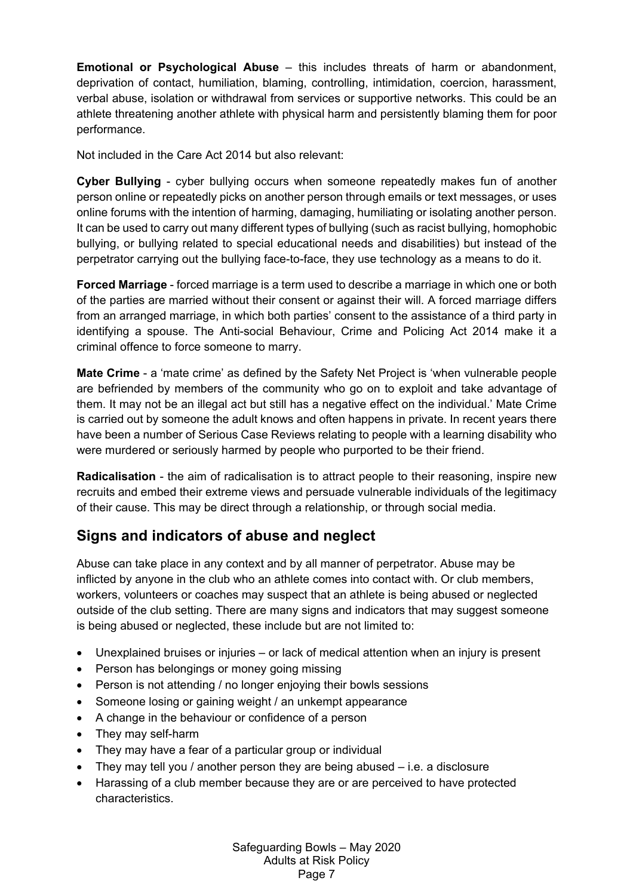**Emotional or Psychological Abuse** – this includes threats of harm or abandonment, deprivation of contact, humiliation, blaming, controlling, intimidation, coercion, harassment, verbal abuse, isolation or withdrawal from services or supportive networks. This could be an athlete threatening another athlete with physical harm and persistently blaming them for poor performance.

Not included in the Care Act 2014 but also relevant:

**Cyber Bullying** - cyber bullying occurs when someone repeatedly makes fun of another person online or repeatedly picks on another person through emails or text messages, or uses online forums with the intention of harming, damaging, humiliating or isolating another person. It can be used to carry out many different types of bullying (such as racist bullying, homophobic bullying, or bullying related to special educational needs and disabilities) but instead of the perpetrator carrying out the bullying face-to-face, they use technology as a means to do it.

**Forced Marriage** - forced marriage is a term used to describe a marriage in which one or both of the parties are married without their consent or against their will. A forced marriage differs from an arranged marriage, in which both parties' consent to the assistance of a third party in identifying a spouse. The Anti-social Behaviour, Crime and Policing Act 2014 make it a criminal offence to force someone to marry.

**Mate Crime** - a 'mate crime' as defined by the Safety Net Project is 'when vulnerable people are befriended by members of the community who go on to exploit and take advantage of them. It may not be an illegal act but still has a negative effect on the individual.' Mate Crime is carried out by someone the adult knows and often happens in private. In recent years there have been a number of Serious Case Reviews relating to people with a learning disability who were murdered or seriously harmed by people who purported to be their friend.

**Radicalisation** - the aim of radicalisation is to attract people to their reasoning, inspire new recruits and embed their extreme views and persuade vulnerable individuals of the legitimacy of their cause. This may be direct through a relationship, or through social media.

## Signs and indicators of abuse and neglect

Abuse can take place in any context and by all manner of perpetrator. Abuse may be inflicted by anyone in the club who an athlete comes into contact with. Or club members, workers, volunteers or coaches may suspect that an athlete is being abused or neglected outside of the club setting. There are many signs and indicators that may suggest someone is being abused or neglected, these include but are not limited to:

- Unexplained bruises or injuries – or lack of medical attention when an injury is present
- Person has belongings or money going missing
- Person is not attending / no longer enjoying their bowls sessions
- Someone losing or gaining weight / an unkempt appearance
- A change in the behaviour or confidence of a person
- They may self-harm
- They may have a fear of a particular group or individual
- They may tell you / another person they are being abused – i.e. a disclosure
- Harassing of a club member because they are or are perceived to have protected characteristics.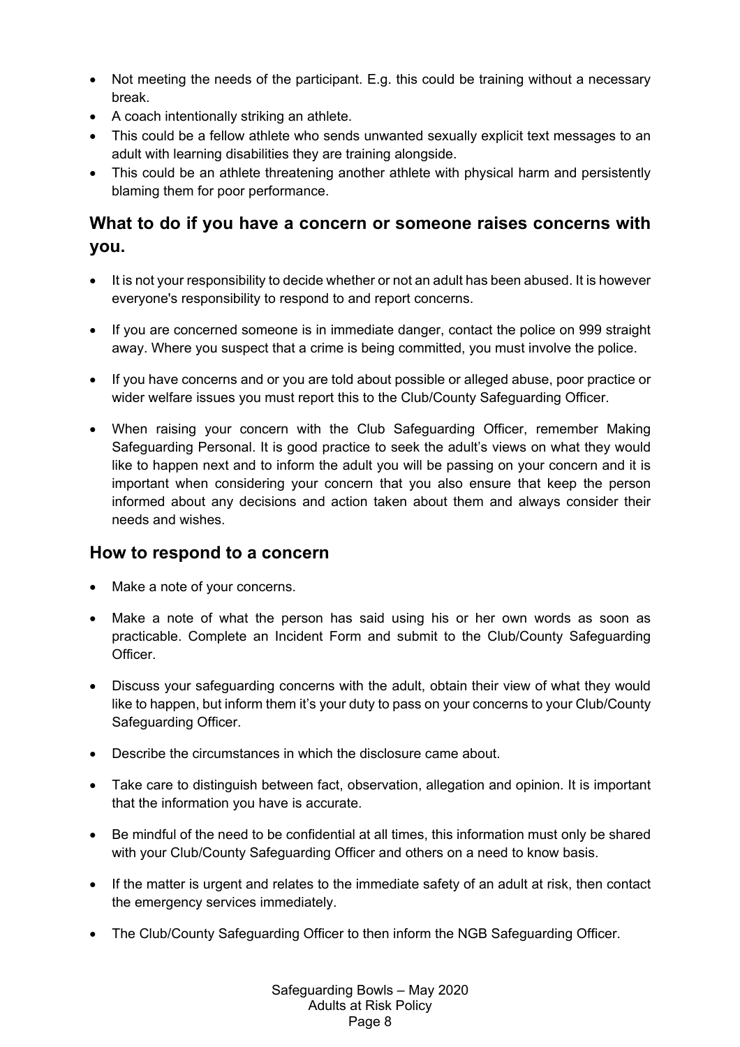- Not meeting the needs of the participant. E.g. this could be training without a necessary break.
- A coach intentionally striking an athlete.
- This could be a fellow athlete who sends unwanted sexually explicit text messages to an adult with learning disabilities they are training alongside.
- This could be an athlete threatening another athlete with physical harm and persistently blaming them for poor performance.

## What to do if you have a concern or someone raises concerns with you.

- It is not your responsibility to decide whether or not an adult has been abused. It is however everyone's responsibility to respond to and report concerns.

- If you are concerned someone is in immediate danger, contact the police on 999 straight away. Where you suspect that a crime is being committed, you must involve the police.

- If you have concerns and or you are told about possible or alleged abuse, poor practice or wider welfare issues you must report this to the Club/County Safeguarding Officer.

- When raising your concern with the Club Safeguarding Officer, remember Making Safeguarding Personal. It is good practice to seek the adult's views on what they would like to happen next and to inform the adult you will be passing on your concern and it is important when considering your concern that you also ensure that keep the person informed about any decisions and action taken about them and always consider their needs and wishes.

## How to respond to a concern

- Make a note of your concerns.

- Make a note of what the person has said using his or her own words as soon as practicable. Complete an Incident Form and submit to the Club/County Safeguarding Officer.

- Discuss your safeguarding concerns with the adult, obtain their view of what they would like to happen, but inform them it's your duty to pass on your concerns to your Club/County Safeguarding Officer.

- Describe the circumstances in which the disclosure came about.

- Take care to distinguish between fact, observation, allegation and opinion. It is important that the information you have is accurate.

- Be mindful of the need to be confidential at all times, this information must only be shared with your Club/County Safeguarding Officer and others on a need to know basis.

- If the matter is urgent and relates to the immediate safety of an adult at risk, then contact the emergency services immediately.

- The Club/County Safeguarding Officer to then inform the NGB Safeguarding Officer.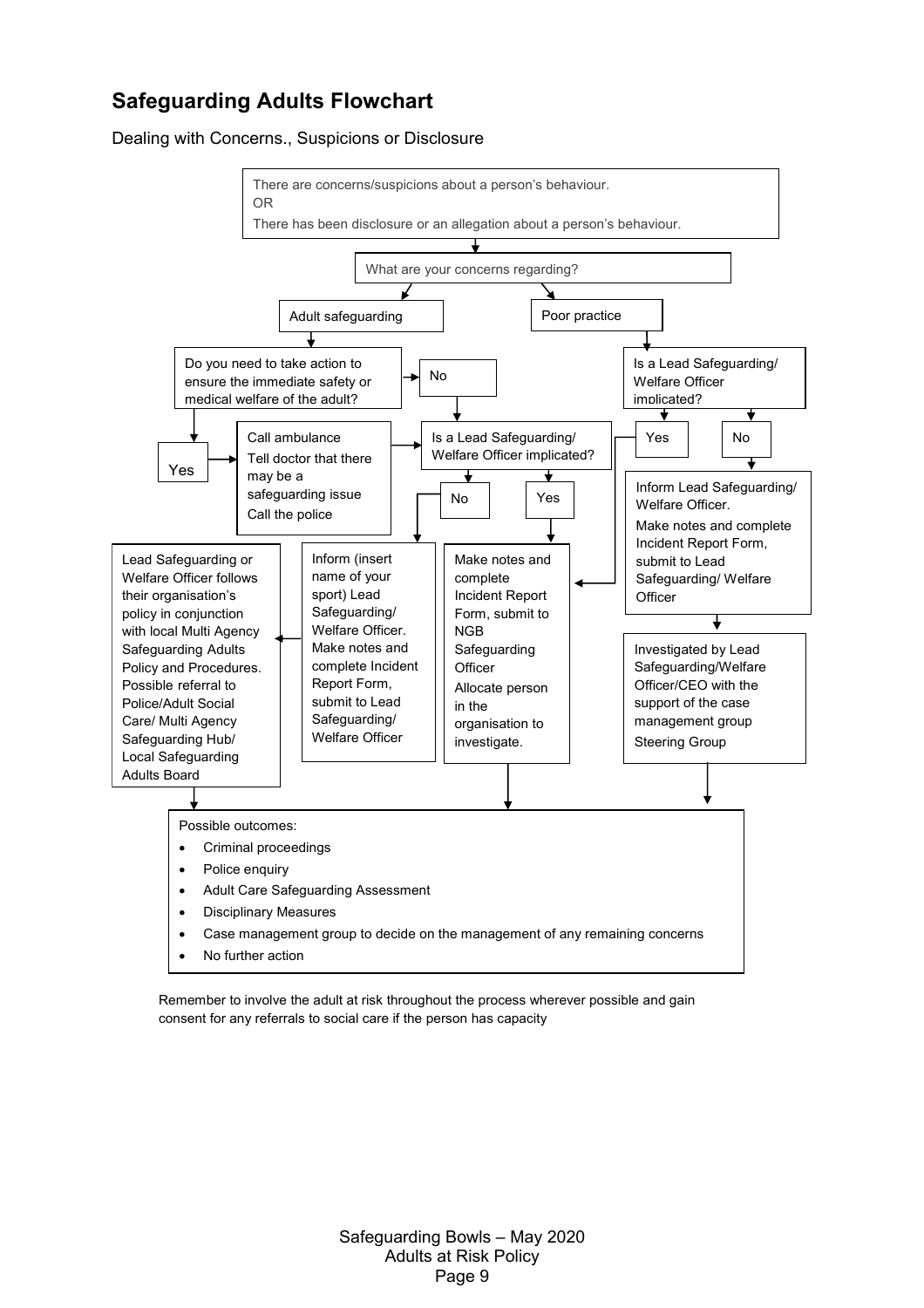## Safeguarding Adults Flowchart

Dealing with Concerns., Suspicions or Disclosure

There are concerns/suspicions about a person's behaviour.
OR
There has been disclosure or an allegation about a person's behaviour.

What are your concerns regarding?

**Adult safeguarding**

Do you need to take action to ensure the immediate safety or medical welfare of the adult?

- **Yes** → Call ambulance. Tell doctor that there may be a safeguarding issue. Call the police → Is a Lead Safeguarding/ Welfare Officer implicated?
- **No** → Is a Lead Safeguarding/ Welfare Officer implicated?

Is a Lead Safeguarding/ Welfare Officer implicated?

- **No** → Inform (insert name of your sport) Lead Safeguarding/ Welfare Officer. Make notes and complete Incident Report Form, submit to Lead Safeguarding/ Welfare Officer → Lead Safeguarding or Welfare Officer follows their organisation's policy in conjunction with local Multi Agency Safeguarding Adults Policy and Procedures. Possible referral to Police/Adult Social Care/ Multi Agency Safeguarding Hub/ Local Safeguarding Adults Board
- **Yes** → Make notes and complete Incident Report Form, submit to NGB Safeguarding Officer. Allocate person in the organisation to investigate.

**Poor practice**

Is a Lead Safeguarding/ Welfare Officer implicated?

- **Yes** → Make notes and complete Incident Report Form, submit to NGB Safeguarding Officer. Allocate person in the organisation to investigate.
- **No** → Inform Lead Safeguarding/ Welfare Officer. Make notes and complete Incident Report Form, submit to Lead Safeguarding/ Welfare Officer → Investigated by Lead Safeguarding/Welfare Officer/CEO with the support of the case management group. Steering Group

Possible outcomes:

- Criminal proceedings
- Police enquiry
- Adult Care Safeguarding Assessment
- Disciplinary Measures
- Case management group to decide on the management of any remaining concerns
- No further action

Remember to involve the adult at risk throughout the process wherever possible and gain consent for any referrals to social care if the person has capacity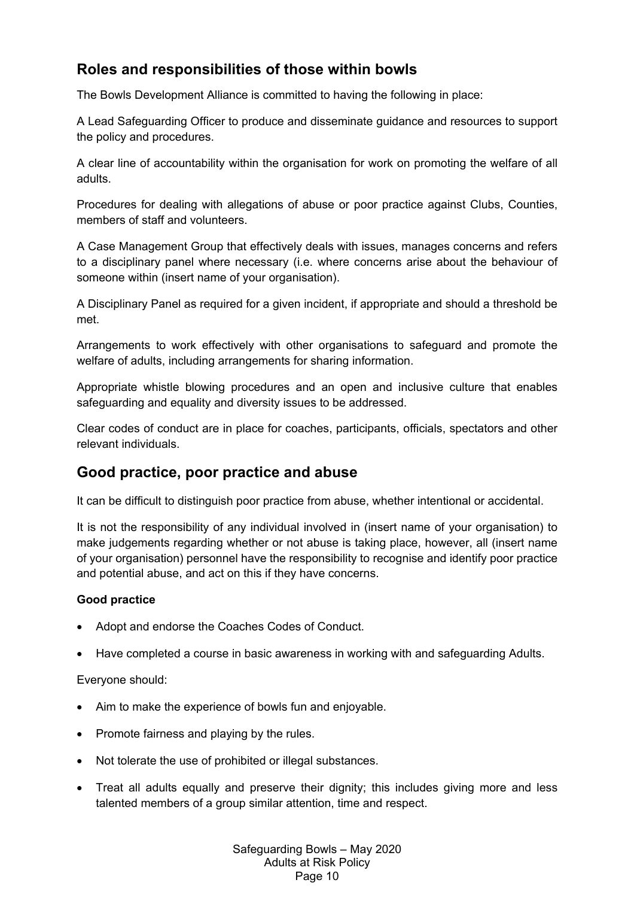## Roles and responsibilities of those within bowls

The Bowls Development Alliance is committed to having the following in place:

A Lead Safeguarding Officer to produce and disseminate guidance and resources to support the policy and procedures.

A clear line of accountability within the organisation for work on promoting the welfare of all adults.

Procedures for dealing with allegations of abuse or poor practice against Clubs, Counties, members of staff and volunteers.

A Case Management Group that effectively deals with issues, manages concerns and refers to a disciplinary panel where necessary (i.e. where concerns arise about the behaviour of someone within (insert name of your organisation).

A Disciplinary Panel as required for a given incident, if appropriate and should a threshold be met.

Arrangements to work effectively with other organisations to safeguard and promote the welfare of adults, including arrangements for sharing information.

Appropriate whistle blowing procedures and an open and inclusive culture that enables safeguarding and equality and diversity issues to be addressed.

Clear codes of conduct are in place for coaches, participants, officials, spectators and other relevant individuals.

## Good practice, poor practice and abuse

It can be difficult to distinguish poor practice from abuse, whether intentional or accidental.

It is not the responsibility of any individual involved in (insert name of your organisation) to make judgements regarding whether or not abuse is taking place, however, all (insert name of your organisation) personnel have the responsibility to recognise and identify poor practice and potential abuse, and act on this if they have concerns.

**Good practice**

- Adopt and endorse the Coaches Codes of Conduct.
- Have completed a course in basic awareness in working with and safeguarding Adults.

Everyone should:

- Aim to make the experience of bowls fun and enjoyable.
- Promote fairness and playing by the rules.
- Not tolerate the use of prohibited or illegal substances.
- Treat all adults equally and preserve their dignity; this includes giving more and less talented members of a group similar attention, time and respect.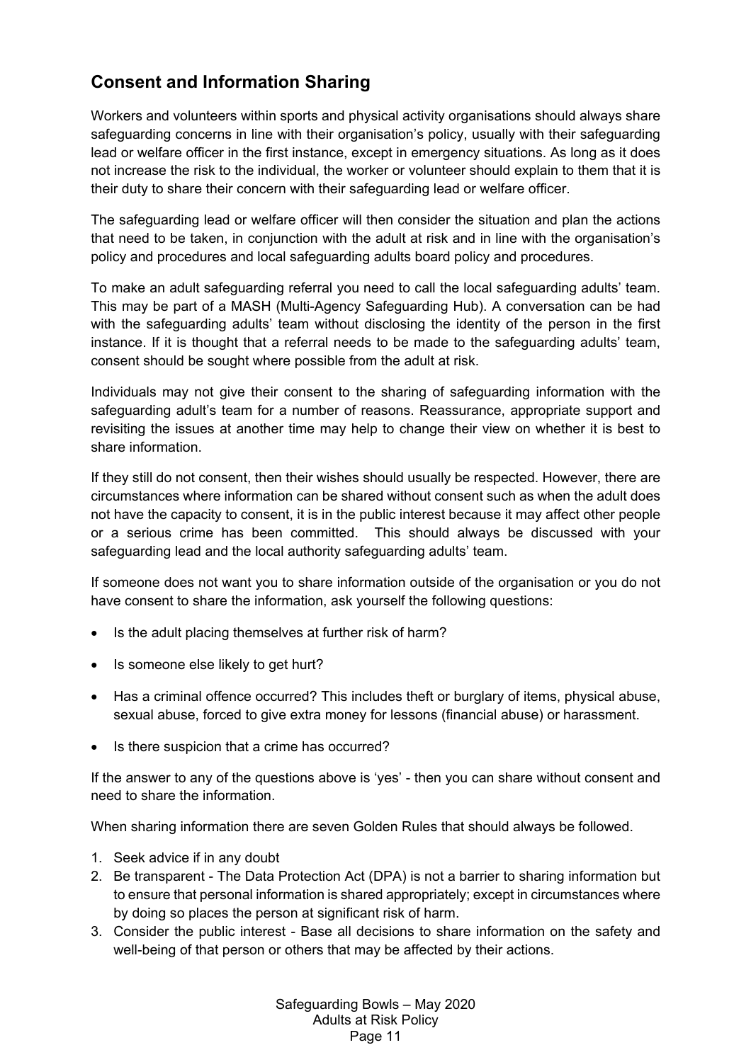## Consent and Information Sharing

Workers and volunteers within sports and physical activity organisations should always share safeguarding concerns in line with their organisation's policy, usually with their safeguarding lead or welfare officer in the first instance, except in emergency situations. As long as it does not increase the risk to the individual, the worker or volunteer should explain to them that it is their duty to share their concern with their safeguarding lead or welfare officer.

The safeguarding lead or welfare officer will then consider the situation and plan the actions that need to be taken, in conjunction with the adult at risk and in line with the organisation's policy and procedures and local safeguarding adults board policy and procedures.

To make an adult safeguarding referral you need to call the local safeguarding adults' team. This may be part of a MASH (Multi-Agency Safeguarding Hub). A conversation can be had with the safeguarding adults' team without disclosing the identity of the person in the first instance. If it is thought that a referral needs to be made to the safeguarding adults' team, consent should be sought where possible from the adult at risk.

Individuals may not give their consent to the sharing of safeguarding information with the safeguarding adult's team for a number of reasons. Reassurance, appropriate support and revisiting the issues at another time may help to change their view on whether it is best to share information.

If they still do not consent, then their wishes should usually be respected. However, there are circumstances where information can be shared without consent such as when the adult does not have the capacity to consent, it is in the public interest because it may affect other people or a serious crime has been committed. This should always be discussed with your safeguarding lead and the local authority safeguarding adults' team.

If someone does not want you to share information outside of the organisation or you do not have consent to share the information, ask yourself the following questions:

- Is the adult placing themselves at further risk of harm?
- Is someone else likely to get hurt?
- Has a criminal offence occurred? This includes theft or burglary of items, physical abuse, sexual abuse, forced to give extra money for lessons (financial abuse) or harassment.
- Is there suspicion that a crime has occurred?

If the answer to any of the questions above is 'yes' - then you can share without consent and need to share the information.

When sharing information there are seven Golden Rules that should always be followed.

1. Seek advice if in any doubt
2. Be transparent - The Data Protection Act (DPA) is not a barrier to sharing information but to ensure that personal information is shared appropriately; except in circumstances where by doing so places the person at significant risk of harm.
3. Consider the public interest - Base all decisions to share information on the safety and well-being of that person or others that may be affected by their actions.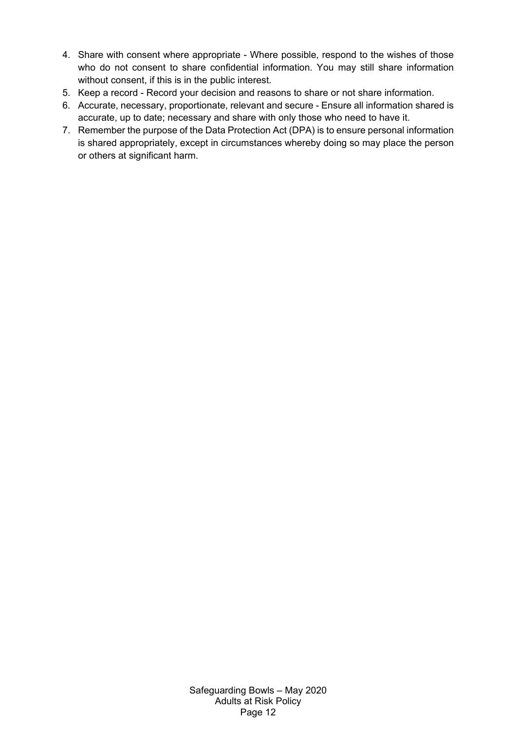4. Share with consent where appropriate - Where possible, respond to the wishes of those who do not consent to share confidential information. You may still share information without consent, if this is in the public interest.
5. Keep a record - Record your decision and reasons to share or not share information.
6. Accurate, necessary, proportionate, relevant and secure - Ensure all information shared is accurate, up to date; necessary and share with only those who need to have it.
7. Remember the purpose of the Data Protection Act (DPA) is to ensure personal information is shared appropriately, except in circumstances whereby doing so may place the person or others at significant harm.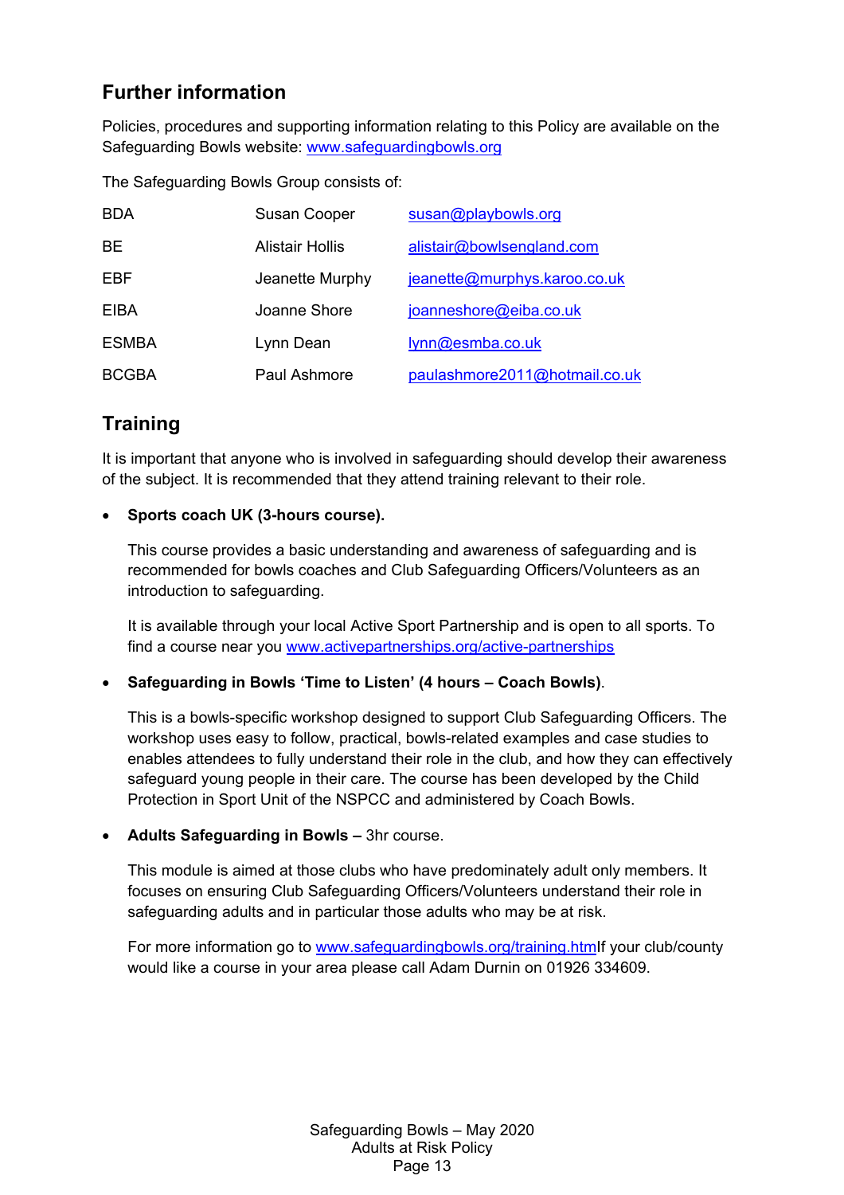## Further information

Policies, procedures and supporting information relating to this Policy are available on the Safeguarding Bowls website: www.safeguardingbowls.org

The Safeguarding Bowls Group consists of:

| | | |
|---|---|---|
| BDA | Susan Cooper | susan@playbowls.org |
| BE | Alistair Hollis | alistair@bowlsengland.com |
| EBF | Jeanette Murphy | jeanette@murphys.karoo.co.uk |
| EIBA | Joanne Shore | joanneshore@eiba.co.uk |
| ESMBA | Lynn Dean | lynn@esmba.co.uk |
| BCGBA | Paul Ashmore | paulashmore2011@hotmail.co.uk |

## Training

It is important that anyone who is involved in safeguarding should develop their awareness of the subject. It is recommended that they attend training relevant to their role.

- **Sports coach UK (3-hours course).**

  This course provides a basic understanding and awareness of safeguarding and is recommended for bowls coaches and Club Safeguarding Officers/Volunteers as an introduction to safeguarding.

  It is available through your local Active Sport Partnership and is open to all sports. To find a course near you www.activepartnerships.org/active-partnerships

- **Safeguarding in Bowls 'Time to Listen' (4 hours – Coach Bowls)**.

  This is a bowls-specific workshop designed to support Club Safeguarding Officers. The workshop uses easy to follow, practical, bowls-related examples and case studies to enables attendees to fully understand their role in the club, and how they can effectively safeguard young people in their care. The course has been developed by the Child Protection in Sport Unit of the NSPCC and administered by Coach Bowls.

- **Adults Safeguarding in Bowls –** 3hr course.

  This module is aimed at those clubs who have predominately adult only members. It focuses on ensuring Club Safeguarding Officers/Volunteers understand their role in safeguarding adults and in particular those adults who may be at risk.

  For more information go to www.safeguardingbowls.org/training.htmIf your club/county would like a course in your area please call Adam Durnin on 01926 334609.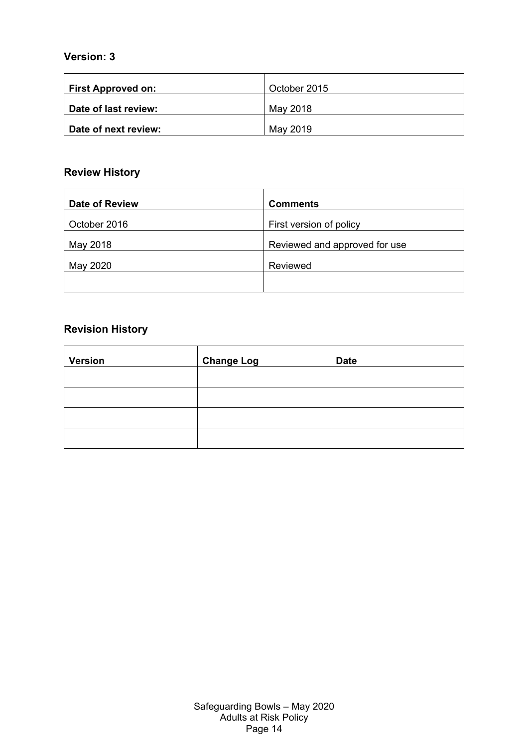**Version: 3**

| | |
|---|---|
| **First Approved on:** | October 2015 |
| **Date of last review:** | May 2018 |
| **Date of next review:** | May 2019 |

## Review History

| Date of Review | Comments |
|---|---|
| October 2016 | First version of policy |
| May 2018 | Reviewed and approved for use |
| May 2020 | Reviewed |
| | |

## Revision History

| Version | Change Log | Date |
|---|---|---|
| | | |
| | | |
| | | |
| | | |